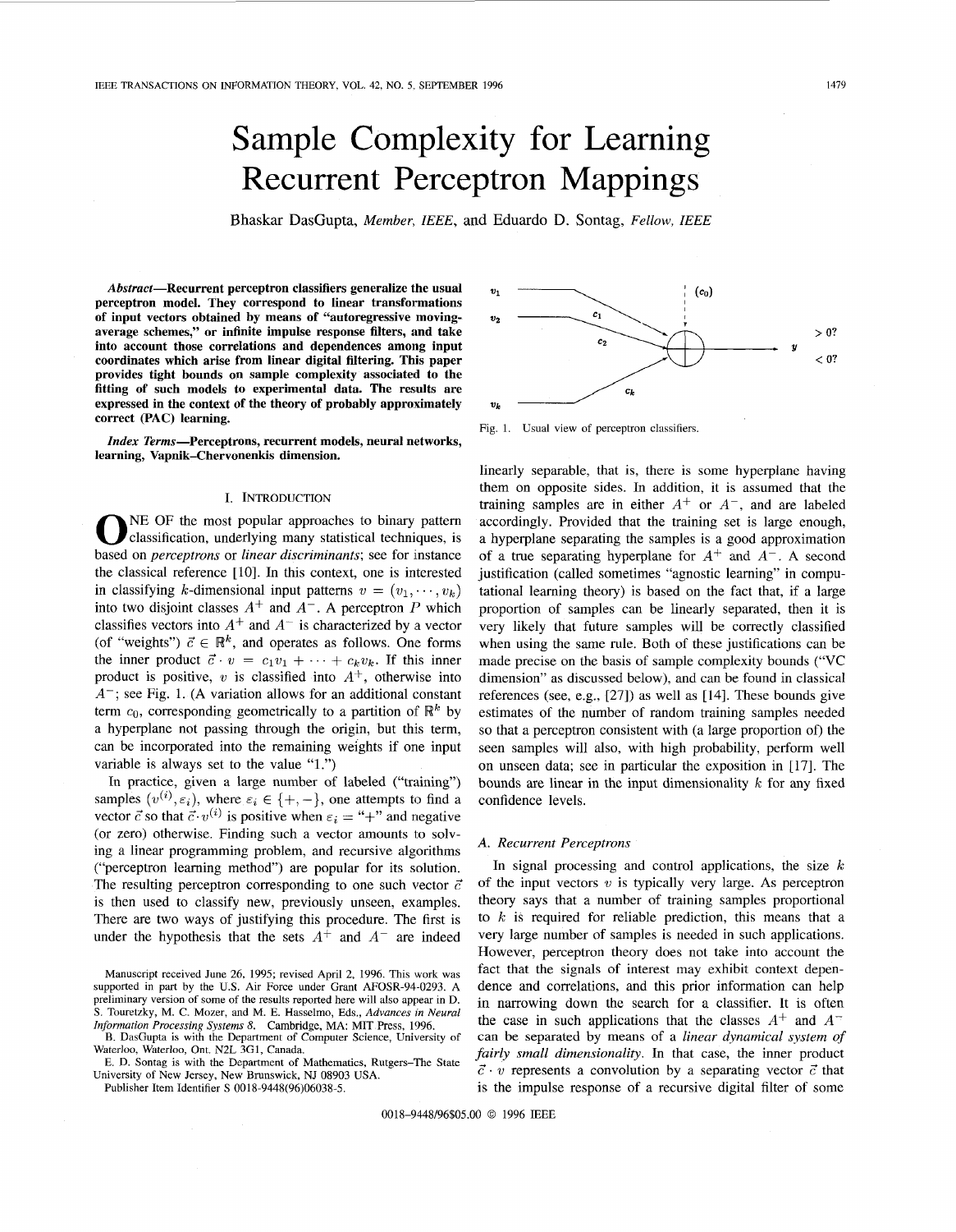// Sample Complexity for Learning Recurrent Perceptron Mappings

Bhaskar DasGupta, *Member, IEEE*, and Eduardo D. Sontag, *Fellow, IEEE*

***Abstract*—Recurrent perceptron classifiers generalize the usual perceptron model. They correspond to linear transformations of input vectors obtained by means of "autoregressive moving-average schemes," or infinite impulse response filters, and take into account those correlations and dependences among input coordinates which arise from linear digital filtering. This paper provides tight bounds on sample complexity associated to the fitting of such models to experimental data. The results are expressed in the context of the theory of probably approximately correct (PAC) learning.**

***Index Terms*—Perceptrons, recurrent models, neural networks, learning, Vapnik–Chervonenkis dimension.**

## I. Introduction

One of the most popular approaches to binary pattern classification, underlying many statistical techniques, is based on *perceptrons* or *linear discriminants*; see for instance the classical reference [10]. In this context, one is interested in classifying $k$-dimensional input patterns $v = (v_1, \cdots, v_k)$ into two disjoint classes $A^+$ and $A^-$. A perceptron $P$ which classifies vectors into $A^+$ and $A^-$ is characterized by a vector (of "weights") $\vec{c} \in \mathbb{R}^k$, and operates as follows. One forms the inner product $\vec{c} \cdot v = c_1 v_1 + \cdots + c_k v_k$. If this inner product is positive, $v$ is classified into $A^+$, otherwise into $A^-$; see Fig. 1. (A variation allows for an additional constant term $c_0$, corresponding geometrically to a partition of $\mathbb{R}^k$ by a hyperplane not passing through the origin, but this term, can be incorporated into the remaining weights if one input variable is always set to the value "1.")

Fig. 1. Usual view of perceptron classifiers.

In practice, given a large number of labeled ("training") samples $(v^{(i)}, \varepsilon_i)$, where $\varepsilon_i \in \{+, -\}$, one attempts to find a vector $\vec{c}$ so that $\vec{c} \cdot v^{(i)}$ is positive when $\varepsilon_i =$ "+" and negative (or zero) otherwise. Finding such a vector amounts to solving a linear programming problem, and recursive algorithms ("perceptron learning method") are popular for its solution. The resulting perceptron corresponding to one such vector $\vec{c}$ is then used to classify new, previously unseen, examples. There are two ways of justifying this procedure. The first is under the hypothesis that the sets $A^+$ and $A^-$ are indeed linearly separable, that is, there is some hyperplane having them on opposite sides. In addition, it is assumed that the training samples are in either $A^+$ or $A^-$, and are labeled accordingly. Provided that the training set is large enough, a hyperplane separating the samples is a good approximation of a true separating hyperplane for $A^+$ and $A^-$. A second justification (called sometimes "agnostic learning" in computational learning theory) is based on the fact that, if a large proportion of samples can be linearly separated, then it is very likely that future samples will be correctly classified when using the same rule. Both of these justifications can be made precise on the basis of sample complexity bounds ("VC dimension" as discussed below), and can be found in classical references (see, e.g., [27]) as well as [14]. These bounds give estimates of the number of random training samples needed so that a perceptron consistent with (a large proportion of) the seen samples will also, with high probability, perform well on unseen data; see in particular the exposition in [17]. The bounds are linear in the input dimensionality $k$ for any fixed confidence levels.

### A. Recurrent Perceptrons

In signal processing and control applications, the size $k$ of the input vectors $v$ is typically very large. As perceptron theory says that a number of training samples proportional to $k$ is required for reliable prediction, this means that a very large number of samples is needed in such applications. However, perceptron theory does not take into account the fact that the signals of interest may exhibit context dependence and correlations, and this prior information can help in narrowing down the search for a classifier. It is often the case in such applications that the classes $A^+$ and $A^-$ can be separated by means of a *linear dynamical system of fairly small dimensionality*. In that case, the inner product $\vec{c} \cdot v$ represents a convolution by a separating vector $\vec{c}$ that is the impulse response of a recursive digital filter of some

Manuscript received June 26, 1995; revised April 2, 1996. This work was supported in part by the U.S. Air Force under Grant AFOSR-94-0293. A preliminary version of some of the results reported here will also appear in D. S. Touretzky, M. C. Mozer, and M. E. Hasselmo, Eds., *Advances in Neural Information Processing Systems 8*. Cambridge, MA: MIT Press, 1996.

B. DasGupta is with the Department of Computer Science, University of Waterloo, Waterloo, Ont. N2L 3G1, Canada.

E. D. Sontag is with the Department of Mathematics, Rutgers–The State University of New Jersey, New Brunswick, NJ 08903 USA.

Publisher Item Identifier S 0018-9448(96)06038-5.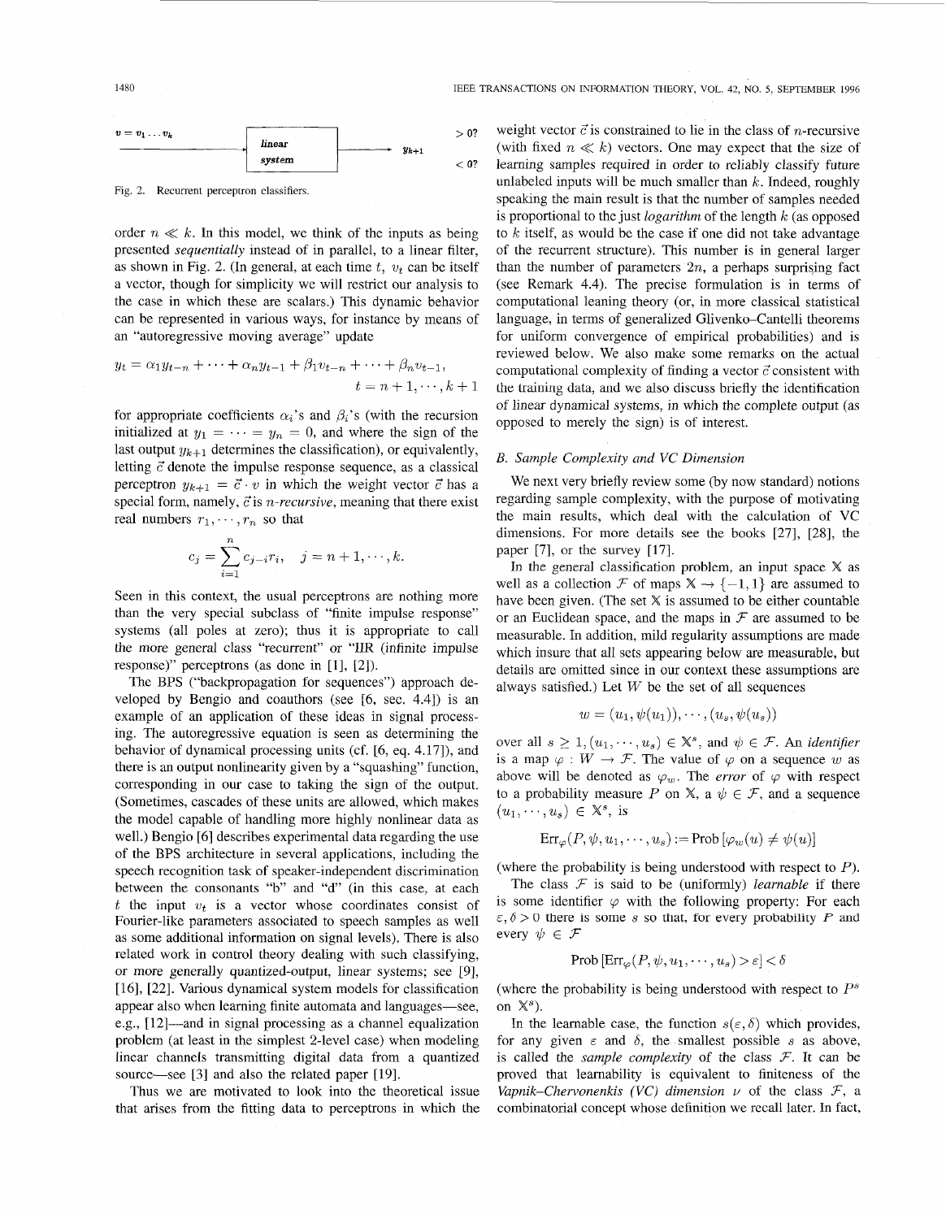$v = v_1 \ldots v_k$ → **linear system** → $y_{k+1}$ $> 0?$ $< 0?$

Fig. 2. Recurrent perceptron classifiers.

order $n \ll k$. In this model, we think of the inputs as being presented *sequentially* instead of in parallel, to a linear filter, as shown in Fig. 2. (In general, at each time $t$, $v_t$ can be itself a vector, though for simplicity we will restrict our analysis to the case in which these are scalars.) This dynamic behavior can be represented in various ways, for instance by means of an "autoregressive moving average" update

$$y_t = \alpha_1 y_{t-n} + \cdots + \alpha_n y_{t-1} + \beta_1 v_{t-n} + \cdots + \beta_n v_{t-1}, \quad t = n+1, \cdots, k+1$$

for appropriate coefficients $\alpha_i$'s and $\beta_i$'s (with the recursion initialized at $y_1 = \cdots = y_n = 0$, and where the sign of the last output $y_{k+1}$ determines the classification), or equivalently, letting $\vec{c}$ denote the impulse response sequence, as a classical perceptron $y_{k+1} = \vec{c} \cdot v$ in which the weight vector $\vec{c}$ has a special form, namely, $\vec{c}$ is *n-recursive*, meaning that there exist real numbers $r_1, \cdots, r_n$ so that

$$c_j = \sum_{i=1}^{n} c_{j-i} r_i, \quad j = n+1, \cdots, k.$$

Seen in this context, the usual perceptrons are nothing more than the very special subclass of "finite impulse response" systems (all poles at zero); thus it is appropriate to call the more general class "recurrent" or "IIR (infinite impulse response)" perceptrons (as done in [1], [2]).

The BPS ("backpropagation for sequences") approach developed by Bengio and coauthors (see [6, sec. 4.4]) is an example of an application of these ideas in signal processing. The autoregressive equation is seen as determining the behavior of dynamical processing units (cf. [6, eq. 4.17]), and there is an output nonlinearity given by a "squashing" function, corresponding in our case to taking the sign of the output. (Sometimes, cascades of these units are allowed, which makes the model capable of handling more highly nonlinear data as well.) Bengio [6] describes experimental data regarding the use of the BPS architecture in several applications, including the speech recognition task of speaker-independent discrimination between the consonants "b" and "d" (in this case, at each $t$ the input $v_t$ is a vector whose coordinates consist of Fourier-like parameters associated to speech samples as well as some additional information on signal levels). There is also related work in control theory dealing with such classifying, or more generally quantized-output, linear systems; see [9], [16], [22]. Various dynamical system models for classification appear also when learning finite automata and languages—see, e.g., [12]—and in signal processing as a channel equalization problem (at least in the simplest 2-level case) when modeling linear channels transmitting digital data from a quantized source—see [3] and also the related paper [19].

Thus we are motivated to look into the theoretical issue that arises from the fitting data to perceptrons in which the weight vector $\vec{c}$ is constrained to lie in the class of $n$-recursive (with fixed $n \ll k$) vectors. One may expect that the size of learning samples required in order to reliably classify future unlabeled inputs will be much smaller than $k$. Indeed, roughly speaking the main result is that the number of samples needed is proportional to the just *logarithm* of the length $k$ (as opposed to $k$ itself, as would be the case if one did not take advantage of the recurrent structure). This number is in general larger than the number of parameters $2n$, a perhaps surprising fact (see Remark 4.4). The precise formulation is in terms of computational leaning theory (or, in more classical statistical language, in terms of generalized Glivenko–Cantelli theorems for uniform convergence of empirical probabilities) and is reviewed below. We also make some remarks on the actual computational complexity of finding a vector $\vec{c}$ consistent with the training data, and we also discuss briefly the identification of linear dynamical systems, in which the complete output (as opposed to merely the sign) is of interest.

### B. Sample Complexity and VC Dimension

We next very briefly review some (by now standard) notions regarding sample complexity, with the purpose of motivating the main results, which deal with the calculation of VC dimensions. For more details see the books [27], [28], the paper [7], or the survey [17].

In the general classification problem, an input space $\mathbb{X}$ as well as a collection $\mathcal{F}$ of maps $\mathbb{X} \to \{-1, 1\}$ are assumed to have been given. (The set $\mathbb{X}$ is assumed to be either countable or an Euclidean space, and the maps in $\mathcal{F}$ are assumed to be measurable. In addition, mild regularity assumptions are made which insure that all sets appearing below are measurable, but details are omitted since in our context these assumptions are always satisfied.) Let $W$ be the set of all sequences

$$w = (u_1, \psi(u_1)), \cdots, (u_s, \psi(u_s))$$

over all $s \geq 1$, $(u_1, \cdots, u_s) \in \mathbb{X}^s$, and $\psi \in \mathcal{F}$. An *identifier* is a map $\varphi : W \to \mathcal{F}$. The value of $\varphi$ on a sequence $w$ as above will be denoted as $\varphi_w$. The *error* of $\varphi$ with respect to a probability measure $P$ on $\mathbb{X}$, a $\psi \in \mathcal{F}$, and a sequence $(u_1, \cdots, u_s) \in \mathbb{X}^s$, is

$$\mathrm{Err}_\varphi(P, \psi, u_1, \cdots, u_s) := \mathrm{Prob}\,[\varphi_w(u) \neq \psi(u)]$$

(where the probability is being understood with respect to $P$).

The class $\mathcal{F}$ is said to be (uniformly) *learnable* if there is some identifier $\varphi$ with the following property: For each $\varepsilon, \delta > 0$ there is some $s$ so that, for every probability $P$ and every $\psi \in \mathcal{F}$

$$\mathrm{Prob}\,[\mathrm{Err}_\varphi(P, \psi, u_1, \cdots, u_s) > \varepsilon] < \delta$$

(where the probability is being understood with respect to $P^s$ on $\mathbb{X}^s$).

In the learnable case, the function $s(\varepsilon, \delta)$ which provides, for any given $\varepsilon$ and $\delta$, the smallest possible $s$ as above, is called the *sample complexity* of the class $\mathcal{F}$. It can be proved that learnability is equivalent to finiteness of the *Vapnik–Chervonenkis (VC) dimension* $\nu$ of the class $\mathcal{F}$, a combinatorial concept whose definition we recall later. In fact,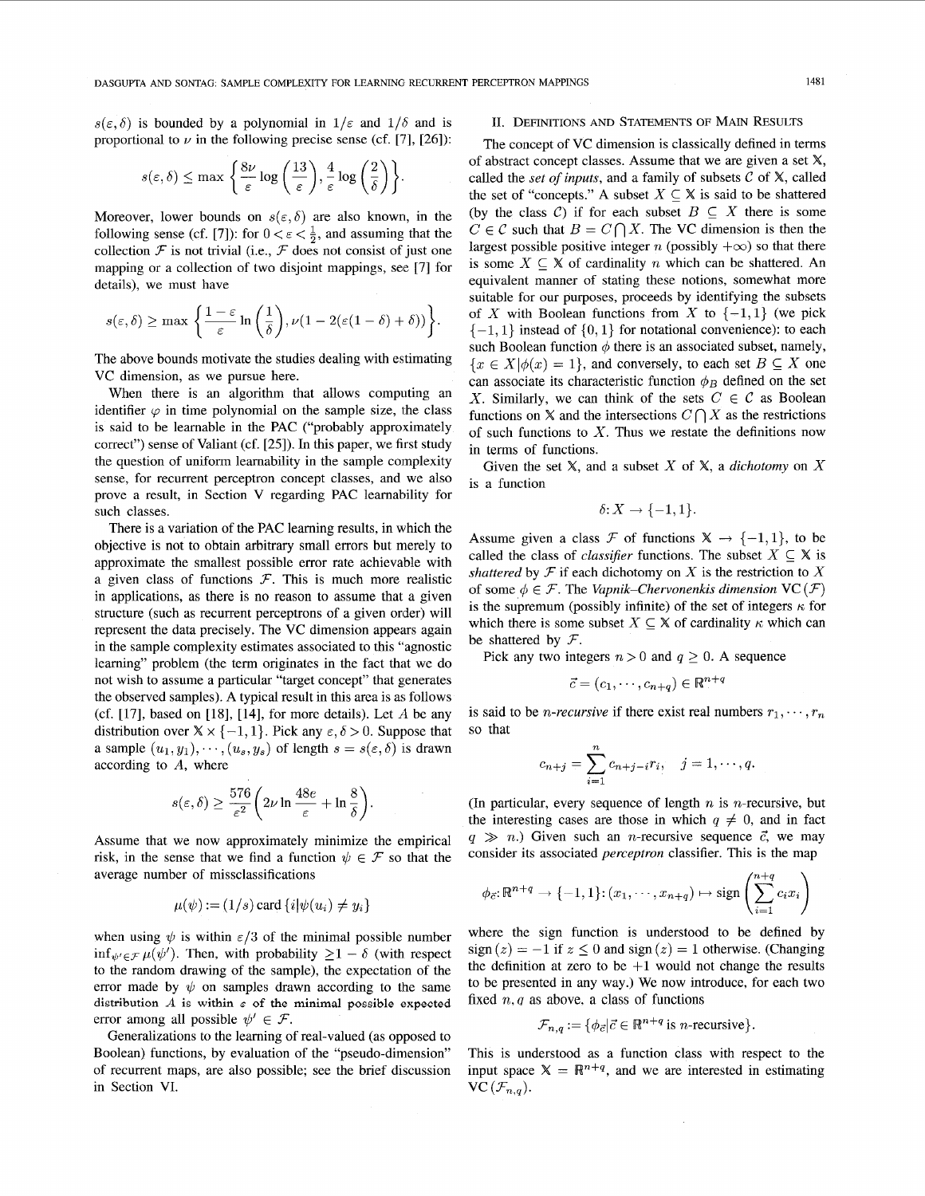$s(\varepsilon, \delta)$ is bounded by a polynomial in $1/\varepsilon$ and $1/\delta$ and is proportional to $\nu$ in the following precise sense (cf. [7], [26]):

$$s(\varepsilon, \delta) \leq \max\left\{\frac{8\nu}{\varepsilon}\log\left(\frac{13}{\varepsilon}\right), \frac{4}{\varepsilon}\log\left(\frac{2}{\delta}\right)\right\}.$$

Moreover, lower bounds on $s(\varepsilon, \delta)$ are also known, in the following sense (cf. [7]): for $0 < \varepsilon < \frac{1}{2}$, and assuming that the collection $\mathcal{F}$ is not trivial (i.e., $\mathcal{F}$ does not consist of just one mapping or a collection of two disjoint mappings, see [7] for details), we must have

$$s(\varepsilon, \delta) \geq \max\left\{\frac{1-\varepsilon}{\varepsilon}\ln\left(\frac{1}{\delta}\right), \nu(1 - 2(\varepsilon(1-\delta) + \delta))\right\}.$$

The above bounds motivate the studies dealing with estimating VC dimension, as we pursue here.

When there is an algorithm that allows computing an identifier $\varphi$ in time polynomial on the sample size, the class is said to be learnable in the PAC ("probably approximately correct") sense of Valiant (cf. [25]). In this paper, we first study the question of uniform learnability in the sample complexity sense, for recurrent perceptron concept classes, and we also prove a result, in Section V regarding PAC learnability for such classes.

There is a variation of the PAC learning results, in which the objective is not to obtain arbitrary small errors but merely to approximate the smallest possible error rate achievable with a given class of functions $\mathcal{F}$. This is much more realistic in applications, as there is no reason to assume that a given structure (such as recurrent perceptrons of a given order) will represent the data precisely. The VC dimension appears again in the sample complexity estimates associated to this "agnostic learning" problem (the term originates in the fact that we do not wish to assume a particular "target concept" that generates the observed samples). A typical result in this area is as follows (cf. [17], based on [18], [14], for more details). Let $A$ be any distribution over $\mathbb{X} \times \{-1, 1\}$. Pick any $\varepsilon, \delta > 0$. Suppose that a sample $(u_1, y_1), \cdots, (u_s, y_s)$ of length $s = s(\varepsilon, \delta)$ is drawn according to $A$, where

$$s(\varepsilon, \delta) \geq \frac{576}{\varepsilon^2}\left(2\nu \ln\frac{48e}{\varepsilon} + \ln\frac{8}{\delta}\right).$$

Assume that we now approximately minimize the empirical risk, in the sense that we find a function $\psi \in \mathcal{F}$ so that the average number of missclassifications

$$\mu(\psi) := (1/s)\,\mathrm{card}\,\{i | \psi(u_i) \neq y_i\}$$

when using $\psi$ is within $\varepsilon/3$ of the minimal possible number $\inf_{\psi' \in \mathcal{F}} \mu(\psi')$. Then, with probability $\geq 1 - \delta$ (with respect to the random drawing of the sample), the expectation of the error made by $\psi$ on samples drawn according to the same distribution $A$ is within $\varepsilon$ of the minimal possible expected error among all possible $\psi' \in \mathcal{F}$.

Generalizations to the learning of real-valued (as opposed to Boolean) functions, by evaluation of the "pseudo-dimension" of recurrent maps, are also possible; see the brief discussion in Section VI.

## II. Definitions and Statements of Main Results

The concept of VC dimension is classically defined in terms of abstract concept classes. Assume that we are given a set $\mathbb{X}$, called the *set of inputs*, and a family of subsets $\mathcal{C}$ of $\mathbb{X}$, called the set of "concepts." A subset $X \subseteq \mathbb{X}$ is said to be shattered (by the class $\mathcal{C}$) if for each subset $B \subseteq X$ there is some $C \in \mathcal{C}$ such that $B = C \bigcap X$. The VC dimension is then the largest possible positive integer $n$ (possibly $+\infty$) so that there is some $X \subseteq \mathbb{X}$ of cardinality $n$ which can be shattered. An equivalent manner of stating these notions, somewhat more suitable for our purposes, proceeds by identifying the subsets of $X$ with Boolean functions from $X$ to $\{-1, 1\}$ (we pick $\{-1, 1\}$ instead of $\{0, 1\}$ for notational convenience): to each such Boolean function $\phi$ there is an associated subset, namely, $\{x \in X | \phi(x) = 1\}$, and conversely, to each set $B \subseteq X$ one can associate its characteristic function $\phi_B$ defined on the set $X$. Similarly, we can think of the sets $C \in \mathcal{C}$ as Boolean functions on $\mathbb{X}$ and the intersections $C \bigcap X$ as the restrictions of such functions to $X$. Thus we restate the definitions now in terms of functions.

Given the set $\mathbb{X}$, and a subset $X$ of $\mathbb{X}$, a *dichotomy* on $X$ is a function

$$\delta: X \rightarrow \{-1, 1\}.$$

Assume given a class $\mathcal{F}$ of functions $\mathbb{X} \rightarrow \{-1, 1\}$, to be called the class of *classifier* functions. The subset $X \subseteq \mathbb{X}$ is *shattered* by $\mathcal{F}$ if each dichotomy on $X$ is the restriction to $X$ of some $\phi \in \mathcal{F}$. The *Vapnik–Chervonenkis dimension* $\mathrm{VC}(\mathcal{F})$ is the supremum (possibly infinite) of the set of integers $\kappa$ for which there is some subset $X \subseteq \mathbb{X}$ of cardinality $\kappa$ which can be shattered by $\mathcal{F}$.

Pick any two integers $n > 0$ and $q \geq 0$. A sequence

$$\vec{c} = (c_1, \cdots, c_{n+q}) \in \mathbb{R}^{n+q}$$

is said to be *n-recursive* if there exist real numbers $r_1, \cdots, r_n$ so that

$$c_{n+j} = \sum_{i=1}^{n} c_{n+j-i} r_i, \quad j = 1, \cdots, q.$$

(In particular, every sequence of length $n$ is $n$-recursive, but the interesting cases are those in which $q \neq 0$, and in fact $q \gg n$.) Given such an $n$-recursive sequence $\vec{c}$, we may consider its associated *perceptron* classifier. This is the map

$$\phi_{\vec{c}}: \mathbb{R}^{n+q} \rightarrow \{-1, 1\}: (x_1, \cdots, x_{n+q}) \mapsto \mathrm{sign}\left(\sum_{i=1}^{n+q} c_i x_i\right)$$

where the sign function is understood to be defined by $\mathrm{sign}(z) = -1$ if $z \leq 0$ and $\mathrm{sign}(z) = 1$ otherwise. (Changing the definition at zero to be $+1$ would not change the results to be presented in any way.) We now introduce, for each two fixed $n, q$ as above, a class of functions

$$\mathcal{F}_{n,q} := \{\phi_{\vec{c}} | \vec{c} \in \mathbb{R}^{n+q} \text{ is } n\text{-recursive}\}.$$

This is understood as a function class with respect to the input space $\mathbb{X} = \mathbb{R}^{n+q}$, and we are interested in estimating $\mathrm{VC}(\mathcal{F}_{n,q})$.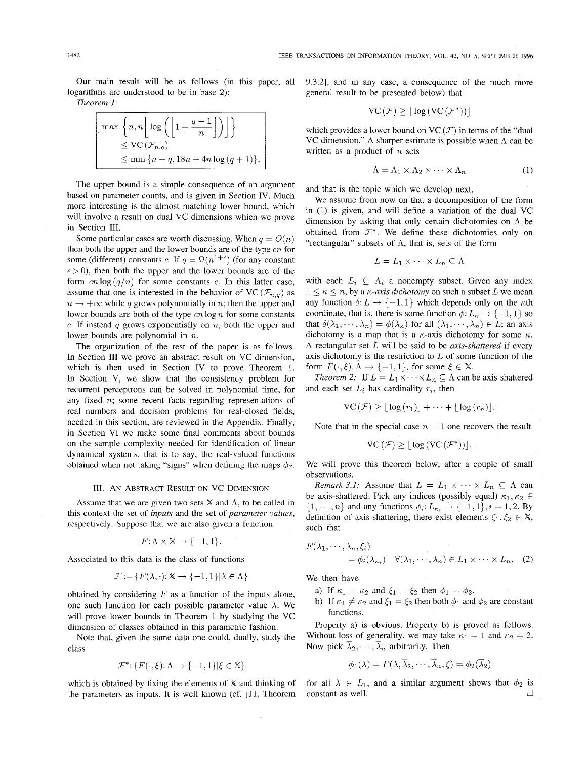Our main result will be as follows (in this paper, all logarithms are understood to be in base 2):

*Theorem 1:*

$$\max\left\{n, n\left\lfloor \log\left(\left\lfloor 1+\frac{q-1}{n}\right\rfloor\right)\right\rfloor\right\} \leq \mathrm{VC}(\mathcal{F}_{n,q}) \leq \min\{n+q, 18n+4n\log(q+1)\}.$$

The upper bound is a simple consequence of an argument based on parameter counts, and is given in Section IV. Much more interesting is the almost matching lower bound, which will involve a result on dual VC dimensions which we prove in Section III.

Some particular cases are worth discussing. When $q = O(n)$ then both the upper and the lower bounds are of the type $cn$ for some (different) constants $c$. If $q = \Omega(n^{1+\epsilon})$ (for any constant $\epsilon > 0$), then both the upper and the lower bounds are of the form $cn\log(q/n)$ for some constants $c$. In this latter case, assume that one is interested in the behavior of $\mathrm{VC}(\mathcal{F}_{n,q})$ as $n \to +\infty$ while $q$ grows polynomially in $n$; then the upper and lower bounds are both of the type $cn\log n$ for some constants $c$. If instead $q$ grows exponentially on $n$, both the upper and lower bounds are polynomial in $n$.

The organization of the rest of the paper is as follows. In Section III we prove an abstract result on VC-dimension, which is then used in Section IV to prove Theorem 1. In Section V, we show that the consistency problem for recurrent perceptrons can be solved in polynomial time, for any fixed $n$; some recent facts regarding representations of real numbers and decision problems for real-closed fields, needed in this section, are reviewed in the Appendix. Finally, in Section VI we make some final comments about bounds on the sample complexity needed for identification of linear dynamical systems, that is to say, the real-valued functions obtained when not taking "signs" when defining the maps $\phi_{\vec{c}}$.

## III. An Abstract Result on VC Dimension

Assume that we are given two sets $\mathbb{X}$ and $\Lambda$, to be called in this context the set of *inputs* and the set of *parameter values*, respectively. Suppose that we are also given a function

$$F: \Lambda \times \mathbb{X} \to \{-1, 1\}.$$

Associated to this data is the class of functions

$$\mathcal{F} := \{F(\lambda, \cdot): \mathbb{X} \to \{-1, 1\} | \lambda \in \Lambda\}$$

obtained by considering $F$ as a function of the inputs alone, one such function for each possible parameter value $\lambda$. We will prove lower bounds in Theorem 1 by studying the VC dimension of classes obtained in this parametric fashion.

Note that, given the same data one could, dually, study the class

$$\mathcal{F}^*: \{F(\cdot, \xi): \Lambda \to \{-1, 1\} | \xi \in \mathbb{X}\}$$

which is obtained by fixing the elements of $\mathbb{X}$ and thinking of the parameters as inputs. It is well known (cf. [11, Theorem 9.3.2], and in any case, a consequence of the much more general result to be presented below) that

$$\mathrm{VC}(\mathcal{F}) \geq \lfloor \log(\mathrm{VC}(\mathcal{F}^*)) \rfloor$$

which provides a lower bound on $\mathrm{VC}(\mathcal{F})$ in terms of the "dual VC dimension." A sharper estimate is possible when $\Lambda$ can be written as a product of $n$ sets

$$\Lambda = \Lambda_1 \times \Lambda_2 \times \cdots \times \Lambda_n \tag{1}$$

and that is the topic which we develop next.

We assume from now on that a decomposition of the form in (1) is given, and will define a variation of the dual VC dimension by asking that only certain dichotomies on $\Lambda$ be obtained from $\mathcal{F}^*$. We define these dichotomies only on "rectangular" subsets of $\Lambda$, that is, sets of the form

$$L = L_1 \times \cdots \times L_n \subseteq \Lambda$$

with each $L_i \subseteq \Lambda_i$ a nonempty subset. Given any index $1 \leq \kappa \leq n$, by a *$\kappa$-axis dichotomy* on such a subset $L$ we mean any function $\delta: L \to \{-1, 1\}$ which depends only on the $\kappa$th coordinate, that is, there is some function $\phi: L_\kappa \to \{-1, 1\}$ so that $\delta(\lambda_1, \cdots, \lambda_n) = \phi(\lambda_\kappa)$ for all $(\lambda_1, \cdots, \lambda_n) \in L$; an axis dichotomy is a map that is a $\kappa$-axis dichotomy for some $\kappa$. A rectangular set $L$ will be said to be *axis-shattered* if every axis dichotomy is the restriction to $L$ of some function of the form $F(\cdot, \xi): \Lambda \to \{-1, 1\}$, for some $\xi \in \mathbb{X}$.

*Theorem 2:* If $L = L_1 \times \cdots \times L_n \subseteq \Lambda$ can be axis-shattered and each set $L_i$ has cardinality $r_i$, then

$$\mathrm{VC}(\mathcal{F}) \geq \lfloor \log(r_1) \rfloor + \cdots + \lfloor \log(r_n) \rfloor.$$

Note that in the special case $n = 1$ one recovers the result

$$\mathrm{VC}(\mathcal{F}) \geq \lfloor \log(\mathrm{VC}(\mathcal{F}^*)) \rfloor.$$

We will prove this theorem below, after a couple of small observations.

*Remark 3.1:* Assume that $L = L_1 \times \cdots \times L_n \subseteq \Lambda$ can be axis-shattered. Pick any indices (possibly equal) $\kappa_1, \kappa_2 \in \{1, \cdots, n\}$ and any functions $\phi_i: L_{\kappa_i} \to \{-1, 1\}, i = 1, 2$. By definition of axis-shattering, there exist elements $\xi_1, \xi_2 \in \mathbb{X}$, such that

$$F(\lambda_1, \cdots, \lambda_n, \xi_i) = \phi_i(\lambda_{\kappa_i}) \quad \forall (\lambda_1, \cdots, \lambda_n) \in L_1 \times \cdots \times L_n. \tag{2}$$

We then have

a) If $\kappa_1 = \kappa_2$ and $\xi_1 = \xi_2$ then $\phi_1 = \phi_2$.

b) If $\kappa_1 \neq \kappa_2$ and $\xi_1 = \xi_2$ then both $\phi_1$ and $\phi_2$ are constant functions.

Property a) is obvious. Property b) is proved as follows. Without loss of generality, we may take $\kappa_1 = 1$ and $\kappa_2 = 2$. Now pick $\bar{\lambda}_2, \cdots, \bar{\lambda}_n$ arbitrarily. Then

$$\phi_1(\lambda) = F(\lambda, \bar{\lambda}_2, \cdots, \bar{\lambda}_n, \xi) = \phi_2(\bar{\lambda}_2)$$

for all $\lambda \in L_1$, and a similar argument shows that $\phi_2$ is constant as well. □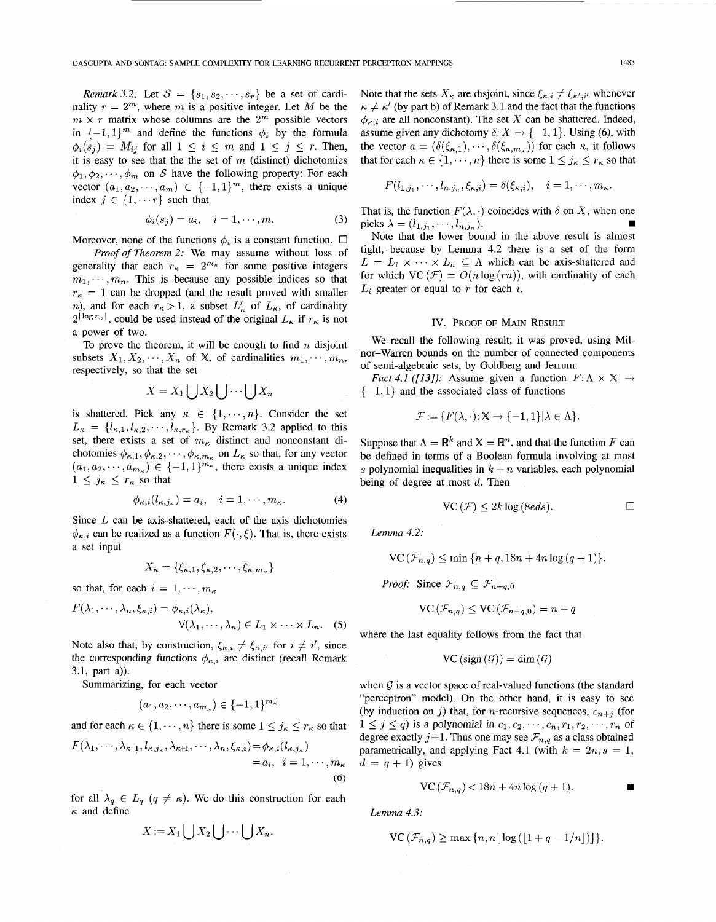*Remark 3.2:* Let $\mathcal{S} = \{s_1, s_2, \cdots, s_r\}$ be a set of cardinality $r = 2^m$, where $m$ is a positive integer. Let $M$ be the $m \times r$ matrix whose columns are the $2^m$ possible vectors in $\{-1, 1\}^m$ and define the functions $\phi_i$ by the formula $\phi_i(s_j) = M_{ij}$ for all $1 \leq i \leq m$ and $1 \leq j \leq r$. Then, it is easy to see that the the set of $m$ (distinct) dichotomies $\phi_1, \phi_2, \cdots, \phi_m$ on $\mathcal{S}$ have the following property: For each vector $(a_1, a_2, \cdots, a_m) \in \{-1, 1\}^m$, there exists a unique index $j \in \{1, \cdots r\}$ such that

$$\phi_i(s_j) = a_i, \quad i = 1, \cdots, m. \tag{3}$$

Moreover, none of the functions $\phi_i$ is a constant function. □

*Proof of Theorem 2:* We may assume without loss of generality that each $r_\kappa = 2^{m_\kappa}$ for some positive integers $m_1, \cdots, m_n$. This is because any possible indices so that $r_\kappa = 1$ can be dropped (and the result proved with smaller $n$), and for each $r_\kappa > 1$, a subset $L'_\kappa$ of $L_\kappa$, of cardinality $2^{\lfloor \log r_\kappa \rfloor}$, could be used instead of the original $L_\kappa$ if $r_\kappa$ is not a power of two.

To prove the theorem, it will be enough to find $n$ disjoint subsets $X_1, X_2, \cdots, X_n$ of $\mathbb{X}$, of cardinalities $m_1, \cdots, m_n$, respectively, so that the set

$$X = X_1 \bigcup X_2 \bigcup \cdots \bigcup X_n$$

is shattered. Pick any $\kappa \in \{1, \cdots, n\}$. Consider the set $L_\kappa = \{l_{\kappa,1}, l_{\kappa,2}, \cdots, l_{\kappa,r_\kappa}\}$. By Remark 3.2 applied to this set, there exists a set of $m_\kappa$ distinct and nonconstant dichotomies $\phi_{\kappa,1}, \phi_{\kappa,2}, \cdots, \phi_{\kappa,m_\kappa}$ on $L_\kappa$ so that, for any vector $(a_1, a_2, \cdots, a_{m_\kappa}) \in \{-1, 1\}^{m_\kappa}$, there exists a unique index $1 \leq j_\kappa \leq r_\kappa$ so that

$$\phi_{\kappa,i}(l_{\kappa,j_\kappa}) = a_i, \quad i = 1, \cdots, m_\kappa. \tag{4}$$

Since $L$ can be axis-shattered, each of the axis dichotomies $\phi_{\kappa,i}$ can be realized as a function $F(\cdot, \xi)$. That is, there exists a set input

$$X_\kappa = \{\xi_{\kappa,1}, \xi_{\kappa,2}, \cdots, \xi_{\kappa,m_\kappa}\}$$

so that, for each $i = 1, \cdots, m_\kappa$

$$F(\lambda_1, \cdots, \lambda_n, \xi_{\kappa,i}) = \phi_{\kappa,i}(\lambda_\kappa), \quad \forall(\lambda_1, \cdots, \lambda_n) \in L_1 \times \cdots \times L_n. \tag{5}$$

Note also that, by construction, $\xi_{\kappa,i} \neq \xi_{\kappa,i'}$ for $i \neq i'$, since the corresponding functions $\phi_{\kappa,i}$ are distinct (recall Remark 3.1, part a)).

Summarizing, for each vector

$$(a_1, a_2, \cdots, a_{m_\kappa}) \in \{-1, 1\}^{m_\kappa}$$

and for each $\kappa \in \{1, \cdots, n\}$ there is some $1 \leq j_\kappa \leq r_\kappa$ so that

$$F(\lambda_1, \cdots, \lambda_{\kappa-1}, l_{\kappa,j_\kappa}, \lambda_{\kappa+1}, \cdots, \lambda_n, \xi_{\kappa,i}) = \phi_{\kappa,i}(l_{\kappa,j_\kappa}) = a_i, \quad i = 1, \cdots, m_\kappa \tag{6}$$

for all $\lambda_q \in L_q$ ($q \neq \kappa$). We do this construction for each $\kappa$ and define

$$X := X_1 \bigcup X_2 \bigcup \cdots \bigcup X_n.$$

Note that the sets $X_\kappa$ are disjoint, since $\xi_{\kappa,i} \neq \xi_{\kappa',i'}$ whenever $\kappa \neq \kappa'$ (by part b) of Remark 3.1 and the fact that the functions $\phi_{\kappa,i}$ are all nonconstant). The set $X$ can be shattered. Indeed, assume given any dichotomy $\delta: X \to \{-1, 1\}$. Using (6), with the vector $a = (\delta(\xi_{\kappa,1}), \cdots, \delta(\xi_{\kappa,m_\kappa}))$ for each $\kappa$, it follows that for each $\kappa \in \{1, \cdots, n\}$ there is some $1 \leq j_\kappa \leq r_\kappa$ so that

$$F(l_{1,j_1}, \cdots, l_{n,j_n}, \xi_{\kappa,i}) = \delta(\xi_{\kappa,i}), \quad i = 1, \cdots, m_\kappa.$$

That is, the function $F(\lambda, \cdot)$ coincides with $\delta$ on $X$, when one picks $\lambda = (l_{1,j_1}, \cdots, l_{n,j_n})$. ■

Note that the lower bound in the above result is almost tight, because by Lemma 4.2 there is a set of the form $L = L_1 \times \cdots \times L_n \subseteq \Lambda$ which can be axis-shattered and for which $\text{VC}(\mathcal{F}) = O(n \log(rn))$, with cardinality of each $L_i$ greater or equal to $r$ for each $i$.

## IV. Proof of Main Result

We recall the following result; it was proved, using Milnor–Warren bounds on the number of connected components of semi-algebraic sets, by Goldberg and Jerrum:

*Fact 4.1 ([13]):* Assume given a function $F: \Lambda \times \mathbb{X} \to \{-1, 1\}$ and the associated class of functions

$$\mathcal{F} := \{F(\lambda, \cdot): \mathbb{X} \to \{-1, 1\} | \lambda \in \Lambda\}.$$

Suppose that $\Lambda = \mathbb{R}^k$ and $\mathbb{X} = \mathbb{R}^n$, and that the function $F$ can be defined in terms of a Boolean formula involving at most $s$ polynomial inequalities in $k + n$ variables, each polynomial being of degree at most $d$. Then

$$\text{VC}(\mathcal{F}) \leq 2k \log(8eds).$$ □

*Lemma 4.2:*

$$\text{VC}(\mathcal{F}_{n,q}) \leq \min\{n + q, 18n + 4n \log(q + 1)\}.$$

*Proof:* Since $\mathcal{F}_{n,q} \subseteq \mathcal{F}_{n+q,0}$

$$\text{VC}(\mathcal{F}_{n,q}) \leq \text{VC}(\mathcal{F}_{n+q,0}) = n + q$$

where the last equality follows from the fact that

$$\text{VC}(\text{sign}(\mathcal{G})) = \dim(\mathcal{G})$$

when $\mathcal{G}$ is a vector space of real-valued functions (the standard "perceptron" model). On the other hand, it is easy to see (by induction on $j$) that, for $n$-recursive sequences, $c_{n+j}$ (for $1 \leq j \leq q$) is a polynomial in $c_1, c_2, \cdots, c_n, r_1, r_2, \cdots, r_n$ of degree exactly $j+1$. Thus one may see $\mathcal{F}_{n,q}$ as a class obtained parametrically, and applying Fact 4.1 (with $k = 2n, s = 1, d = q + 1$) gives

$$\text{VC}(\mathcal{F}_{n,q}) < 18n + 4n \log(q + 1).$$ ■

*Lemma 4.3:*

$$\text{VC}(\mathcal{F}_{n,q}) \geq \max\{n, n \lfloor \log(\lfloor 1 + q - 1/n \rfloor) \rfloor\}.$$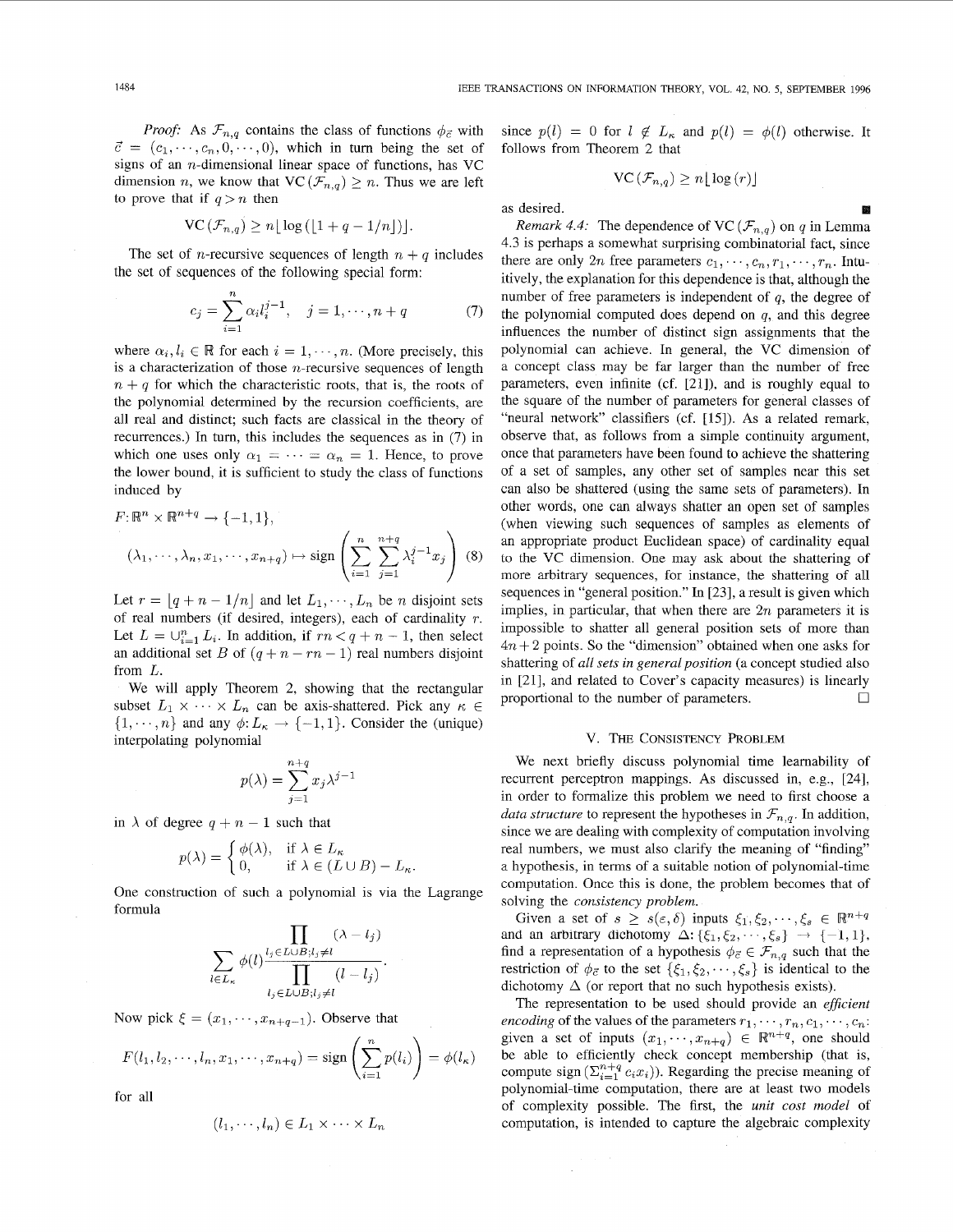*Proof:* As $\mathcal{F}_{n,q}$ contains the class of functions $\phi_{\vec{c}}$ with $\vec{c} = (c_1, \cdots, c_n, 0, \cdots, 0)$, which in turn being the set of signs of an $n$-dimensional linear space of functions, has VC dimension $n$, we know that $\mathrm{VC}(\mathcal{F}_{n,q}) \geq n$. Thus we are left to prove that if $q > n$ then

$$\mathrm{VC}(\mathcal{F}_{n,q}) \geq n\lfloor \log(\lfloor 1 + q - 1/n \rfloor)\rfloor.$$

The set of $n$-recursive sequences of length $n + q$ includes the set of sequences of the following special form:

$$c_j = \sum_{i=1}^{n} \alpha_i l_i^{j-1}, \quad j = 1, \cdots, n+q \tag{7}$$

where $\alpha_i, l_i \in \mathbb{R}$ for each $i = 1, \cdots, n$. (More precisely, this is a characterization of those $n$-recursive sequences of length $n + q$ for which the characteristic roots, that is, the roots of the polynomial determined by the recursion coefficients, are all real and distinct; such facts are classical in the theory of recurrences.) In turn, this includes the sequences as in (7) in which one uses only $\alpha_1 = \cdots = \alpha_n = 1$. Hence, to prove the lower bound, it is sufficient to study the class of functions induced by

$$F: \mathbb{R}^n \times \mathbb{R}^{n+q} \to \{-1, 1\},$$

$$(\lambda_1, \cdots, \lambda_n, x_1, \cdots, x_{n+q}) \mapsto \mathrm{sign}\left(\sum_{i=1}^{n}\sum_{j=1}^{n+q} \lambda_i^{j-1} x_j\right) \tag{8}$$

Let $r = \lfloor q + n - 1/n \rfloor$ and let $L_1, \cdots, L_n$ be $n$ disjoint sets of real numbers (if desired, integers), each of cardinality $r$. Let $L = \cup_{i=1}^{n} L_i$. In addition, if $rn < q + n - 1$, then select an additional set $B$ of $(q + n - rn - 1)$ real numbers disjoint from $L$.

We will apply Theorem 2, showing that the rectangular subset $L_1 \times \cdots \times L_n$ can be axis-shattered. Pick any $\kappa \in \{1, \cdots, n\}$ and any $\phi: L_\kappa \to \{-1, 1\}$. Consider the (unique) interpolating polynomial

$$p(\lambda) = \sum_{j=1}^{n+q} x_j \lambda^{j-1}$$

in $\lambda$ of degree $q + n - 1$ such that

$$p(\lambda) = \begin{cases} \phi(\lambda), & \text{if } \lambda \in L_\kappa \\ 0, & \text{if } \lambda \in (L \cup B) - L_\kappa. \end{cases}$$

One construction of such a polynomial is via the Lagrange formula

$$\sum_{l \in L_\kappa} \phi(l) \frac{\prod_{l_j \in L\cup B; l_j \neq l} (\lambda - l_j)}{\prod_{l_j \in L\cup B; l_j \neq l} (l - l_j)}.$$

Now pick $\xi = (x_1, \cdots, x_{n+q-1})$. Observe that

$$F(l_1, l_2, \cdots, l_n, x_1, \cdots, x_{n+q}) = \mathrm{sign}\left(\sum_{i=1}^{n} p(l_i)\right) = \phi(l_\kappa)$$

for all

$$(l_1, \cdots, l_n) \in L_1 \times \cdots \times L_n$$

since $p(l) = 0$ for $l \notin L_\kappa$ and $p(l) = \phi(l)$ otherwise. It follows from Theorem 2 that

$$\mathrm{VC}(\mathcal{F}_{n,q}) \geq n\lfloor \log(r) \rfloor$$

as desired. ∎

*Remark 4.4:* The dependence of $\mathrm{VC}(\mathcal{F}_{n,q})$ on $q$ in Lemma 4.3 is perhaps a somewhat surprising combinatorial fact, since there are only $2n$ free parameters $c_1, \cdots, c_n, r_1, \cdots, r_n$. Intuitively, the explanation for this dependence is that, although the number of free parameters is independent of $q$, the degree of the polynomial computed does depend on $q$, and this degree influences the number of distinct sign assignments that the polynomial can achieve. In general, the VC dimension of a concept class may be far larger than the number of free parameters, even infinite (cf. [21]), and is roughly equal to the square of the number of parameters for general classes of "neural network" classifiers (cf. [15]). As a related remark, observe that, as follows from a simple continuity argument, once that parameters have been found to achieve the shattering of a set of samples, any other set of samples near this set can also be shattered (using the same sets of parameters). In other words, one can always shatter an open set of samples (when viewing such sequences of samples as elements of an appropriate product Euclidean space) of cardinality equal to the VC dimension. One may ask about the shattering of more arbitrary sequences, for instance, the shattering of all sequences in "general position." In [23], a result is given which implies, in particular, that when there are $2n$ parameters it is impossible to shatter all general position sets of more than $4n + 2$ points. So the "dimension" obtained when one asks for shattering of *all sets in general position* (a concept studied also in [21], and related to Cover's capacity measures) is linearly proportional to the number of parameters. □

## V. The Consistency Problem

We next briefly discuss polynomial time learnability of recurrent perceptron mappings. As discussed in, e.g., [24], in order to formalize this problem we need to first choose a *data structure* to represent the hypotheses in $\mathcal{F}_{n,q}$. In addition, since we are dealing with complexity of computation involving real numbers, we must also clarify the meaning of "finding" a hypothesis, in terms of a suitable notion of polynomial-time computation. Once this is done, the problem becomes that of solving the *consistency problem*.

Given a set of $s \geq s(\varepsilon, \delta)$ inputs $\xi_1, \xi_2, \cdots, \xi_s \in \mathbb{R}^{n+q}$ and an arbitrary dichotomy $\Delta: \{\xi_1, \xi_2, \cdots, \xi_s\} \to \{-1, 1\}$, find a representation of a hypothesis $\phi_{\vec{c}} \in \mathcal{F}_{n,q}$ such that the restriction of $\phi_{\vec{c}}$ to the set $\{\xi_1, \xi_2, \cdots, \xi_s\}$ is identical to the dichotomy $\Delta$ (or report that no such hypothesis exists).

The representation to be used should provide an *efficient encoding* of the values of the parameters $r_1, \cdots, r_n, c_1, \cdots, c_n$: given a set of inputs $(x_1, \cdots, x_{n+q}) \in \mathbb{R}^{n+q}$, one should be able to efficiently check concept membership (that is, compute $\mathrm{sign}(\Sigma_{i=1}^{n+q} c_i x_i)$). Regarding the precise meaning of polynomial-time computation, there are at least two models of complexity possible. The first, the *unit cost model* of computation, is intended to capture the algebraic complexity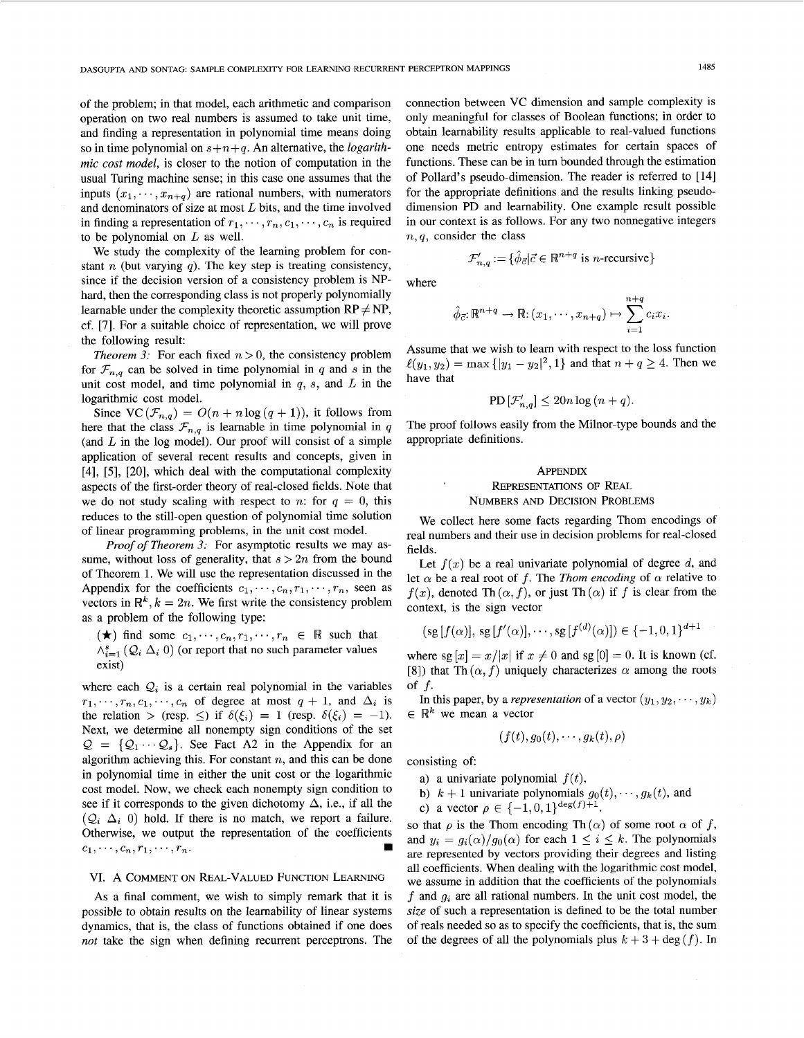of the problem; in that model, each arithmetic and comparison operation on two real numbers is assumed to take unit time, and finding a representation in polynomial time means doing so in time polynomial on $s+n+q$. An alternative, the *logarithmic cost model*, is closer to the notion of computation in the usual Turing machine sense; in this case one assumes that the inputs $(x_1, \cdots, x_{n+q})$ are rational numbers, with numerators and denominators of size at most $L$ bits, and the time involved in finding a representation of $r_1, \cdots, r_n, c_1, \cdots, c_n$ is required to be polynomial on $L$ as well.

We study the complexity of the learning problem for constant $n$ (but varying $q$). The key step is treating consistency, since if the decision version of a consistency problem is NP-hard, then the corresponding class is not properly polynomially learnable under the complexity theoretic assumption RP $\neq$ NP, cf. [7]. For a suitable choice of representation, we will prove the following result:

*Theorem 3:* For each fixed $n > 0$, the consistency problem for $\mathcal{F}_{n,q}$ can be solved in time polynomial in $q$ and $s$ in the unit cost model, and time polynomial in $q$, $s$, and $L$ in the logarithmic cost model.

Since $\text{VC}(\mathcal{F}_{n,q}) = O(n + n\log(q+1))$, it follows from here that the class $\mathcal{F}_{n,q}$ is learnable in time polynomial in $q$ (and $L$ in the log model). Our proof will consist of a simple application of several recent results and concepts, given in [4], [5], [20], which deal with the computational complexity aspects of the first-order theory of real-closed fields. Note that we do not study scaling with respect to $n$: for $q = 0$, this reduces to the still-open question of polynomial time solution of linear programming problems, in the unit cost model.

*Proof of Theorem 3:* For asymptotic results we may assume, without loss of generality, that $s > 2n$ from the bound of Theorem 1. We will use the representation discussed in the Appendix for the coefficients $c_1, \cdots, c_n, r_1, \cdots, r_n$, seen as vectors in $\mathbb{R}^k$, $k = 2n$. We first write the consistency problem as a problem of the following type:

($\bigstar$) find some $c_1, \cdots, c_n, r_1, \cdots, r_n \in \mathbb{R}$ such that $\wedge_{i=1}^{s} (\mathcal{Q}_i \; \Delta_i \; 0)$ (or report that no such parameter values exist)

where each $\mathcal{Q}_i$ is a certain real polynomial in the variables $r_1, \cdots, r_n, c_1, \cdots, c_n$ of degree at most $q+1$, and $\Delta_i$ is the relation $>$ (resp. $\leq$) if $\delta(\xi_i) = 1$ (resp. $\delta(\xi_i) = -1$). Next, we determine all nonempty sign conditions of the set $\mathcal{Q} = \{\mathcal{Q}_1 \cdots \mathcal{Q}_s\}$. See Fact A2 in the Appendix for an algorithm achieving this. For constant $n$, and this can be done in polynomial time in either the unit cost or the logarithmic cost model. Now, we check each nonempty sign condition to see if it corresponds to the given dichotomy $\Delta$, i.e., if all the $(\mathcal{Q}_i \; \Delta_i \; 0)$ hold. If there is no match, we report a failure. Otherwise, we output the representation of the coefficients $c_1, \cdots, c_n, r_1, \cdots, r_n$. ∎

## VI. A Comment on Real-Valued Function Learning

As a final comment, we wish to simply remark that it is possible to obtain results on the learnability of linear systems dynamics, that is, the class of functions obtained if one does *not* take the sign when defining recurrent perceptrons. The connection between VC dimension and sample complexity is only meaningful for classes of Boolean functions; in order to obtain learnability results applicable to real-valued functions one needs metric entropy estimates for certain spaces of functions. These can be in turn bounded through the estimation of Pollard's pseudo-dimension. The reader is referred to [14] for the appropriate definitions and the results linking pseudo-dimension PD and learnability. One example result possible in our context is as follows. For any two nonnegative integers $n, q$, consider the class

$$\mathcal{F}'_{n,q} := \{\hat{\phi}_{\vec{c}} | \vec{c} \in \mathbb{R}^{n+q} \text{ is } n\text{-recursive}\}$$

where

$$\hat{\phi}_{\vec{c}}: \mathbb{R}^{n+q} \to \mathbb{R}: (x_1, \cdots, x_{n+q}) \mapsto \sum_{i=1}^{n+q} c_i x_i.$$

Assume that we wish to learn with respect to the loss function $\ell(y_1, y_2) = \max\{|y_1 - y_2|^2, 1\}$ and that $n + q \geq 4$. Then we have that

$$\text{PD}[\mathcal{F}'_{n,q}] \leq 20n \log(n+q).$$

The proof follows easily from the Milnor-type bounds and the appropriate definitions.

## Appendix
## Representations of Real Numbers and Decision Problems

We collect here some facts regarding Thom encodings of real numbers and their use in decision problems for real-closed fields.

Let $f(x)$ be a real univariate polynomial of degree $d$, and let $\alpha$ be a real root of $f$. The *Thom encoding* of $\alpha$ relative to $f(x)$, denoted $\text{Th}(\alpha, f)$, or just $\text{Th}(\alpha)$ if $f$ is clear from the context, is the sign vector

$$(\text{sg}[f(\alpha)], \text{sg}[f'(\alpha)], \cdots, \text{sg}[f^{(d)}(\alpha)]) \in \{-1, 0, 1\}^{d+1}$$

where $\text{sg}[x] = x/|x|$ if $x \neq 0$ and $\text{sg}[0] = 0$. It is known (cf. [8]) that $\text{Th}(\alpha, f)$ uniquely characterizes $\alpha$ among the roots of $f$.

In this paper, by a *representation* of a vector $(y_1, y_2, \cdots, y_k) \in \mathbb{R}^k$ we mean a vector

$$(f(t), g_0(t), \cdots, g_k(t), \rho)$$

consisting of:

a) a univariate polynomial $f(t)$,

b) $k+1$ univariate polynomials $g_0(t), \cdots, g_k(t)$, and

c) a vector $\rho \in \{-1, 0, 1\}^{\deg(f)+1}$.

so that $\rho$ is the Thom encoding $\text{Th}(\alpha)$ of some root $\alpha$ of $f$, and $y_i = g_i(\alpha)/g_0(\alpha)$ for each $1 \leq i \leq k$. The polynomials are represented by vectors providing their degrees and listing all coefficients. When dealing with the logarithmic cost model, we assume in addition that the coefficients of the polynomials $f$ and $g_i$ are all rational numbers. In the unit cost model, the *size* of such a representation is defined to be the total number of reals needed so as to specify the coefficients, that is, the sum of the degrees of all the polynomials plus $k + 3 + \deg(f)$. In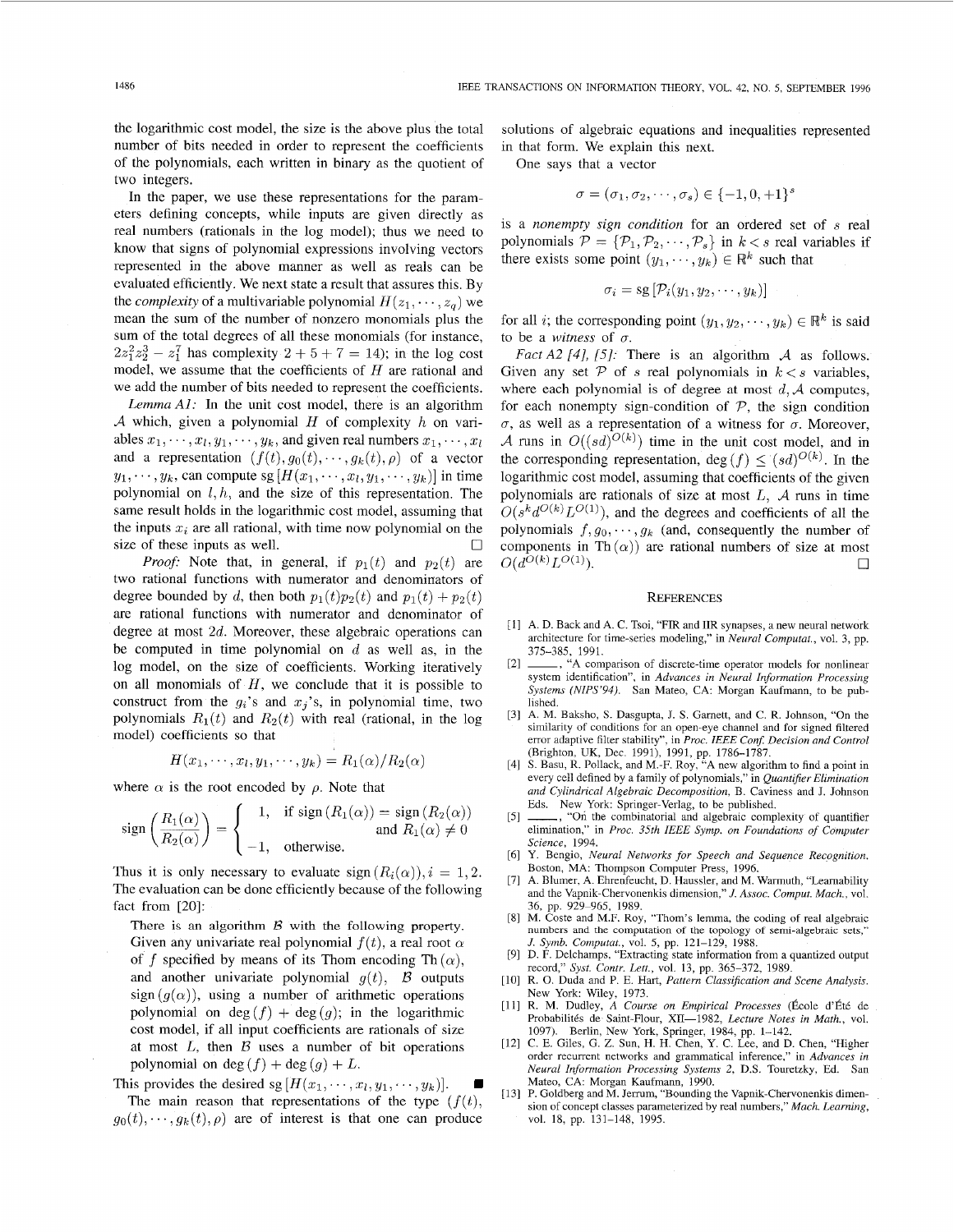the logarithmic cost model, the size is the above plus the total number of bits needed in order to represent the coefficients of the polynomials, each written in binary as the quotient of two integers.

In the paper, we use these representations for the parameters defining concepts, while inputs are given directly as real numbers (rationals in the log model); thus we need to know that signs of polynomial expressions involving vectors represented in the above manner as well as reals can be evaluated efficiently. We next state a result that assures this. By the *complexity* of a multivariable polynomial $H(z_1, \cdots, z_q)$ we mean the sum of the number of nonzero monomials plus the sum of the total degrees of all these monomials (for instance, $2z_1^2 z_2^3 - z_1^7$ has complexity $2 + 5 + 7 = 14$); in the log cost model, we assume that the coefficients of $H$ are rational and we add the number of bits needed to represent the coefficients.

*Lemma A1:* In the unit cost model, there is an algorithm $\mathcal{A}$ which, given a polynomial $H$ of complexity $h$ on variables $x_1, \cdots, x_l, y_1, \cdots, y_k$, and given real numbers $x_1, \cdots, x_l$ and a representation $(f(t), g_0(t), \cdots, g_k(t), \rho)$ of a vector $y_1, \cdots, y_k$, can compute $\text{sg}\,[H(x_1, \cdots, x_l, y_1, \cdots, y_k)]$ in time polynomial on $l, h$, and the size of this representation. The same result holds in the logarithmic cost model, assuming that the inputs $x_i$ are all rational, with time now polynomial on the size of these inputs as well. □

*Proof:* Note that, in general, if $p_1(t)$ and $p_2(t)$ are two rational functions with numerator and denominators of degree bounded by $d$, then both $p_1(t)p_2(t)$ and $p_1(t) + p_2(t)$ are rational functions with numerator and denominator of degree at most $2d$. Moreover, these algebraic operations can be computed in time polynomial on $d$ as well as, in the log model, on the size of coefficients. Working iteratively on all monomials of $H$, we conclude that it is possible to construct from the $g_i$'s and $x_j$'s, in polynomial time, two polynomials $R_1(t)$ and $R_2(t)$ with real (rational, in the log model) coefficients so that

$$H(x_1, \cdots, x_l, y_1, \cdots, y_k) = R_1(\alpha)/R_2(\alpha)$$

where $\alpha$ is the root encoded by $\rho$. Note that

$$\text{sign}\left(\frac{R_1(\alpha)}{R_2(\alpha)}\right) = \begin{cases} 1, & \text{if } \text{sign}\,(R_1(\alpha)) = \text{sign}\,(R_2(\alpha)) \\ & \quad \text{and } R_1(\alpha) \neq 0 \\ -1, & \text{otherwise.} \end{cases}$$

Thus it is only necessary to evaluate $\text{sign}\,(R_i(\alpha)), i = 1, 2$. The evaluation can be done efficiently because of the following fact from [20]:

> There is an algorithm $\mathcal{B}$ with the following property. Given any univariate real polynomial $f(t)$, a real root $\alpha$ of $f$ specified by means of its Thom encoding $\text{Th}\,(\alpha)$, and another univariate polynomial $g(t)$, $\mathcal{B}$ outputs $\text{sign}\,(g(\alpha))$, using a number of arithmetic operations polynomial on $\deg(f) + \deg(g)$; in the logarithmic cost model, if all input coefficients are rationals of size at most $L$, then $\mathcal{B}$ uses a number of bit operations polynomial on $\deg(f) + \deg(g) + L$.

This provides the desired $\text{sg}\,[H(x_1, \cdots, x_l, y_1, \cdots, y_k)]$. ■

The main reason that representations of the type $(f(t), g_0(t), \cdots, g_k(t), \rho)$ are of interest is that one can produce solutions of algebraic equations and inequalities represented in that form. We explain this next.

One says that a vector

$$\sigma = (\sigma_1, \sigma_2, \cdots, \sigma_s) \in \{-1, 0, +1\}^s$$

is a *nonempty sign condition* for an ordered set of $s$ real polynomials $\mathcal{P} = \{\mathcal{P}_1, \mathcal{P}_2, \cdots, \mathcal{P}_s\}$ in $k < s$ real variables if there exists some point $(y_1, \cdots, y_k) \in \mathbb{R}^k$ such that

$$\sigma_i = \text{sg}\,[\mathcal{P}_i(y_1, y_2, \cdots, y_k)]$$

for all $i$; the corresponding point $(y_1, y_2, \cdots, y_k) \in \mathbb{R}^k$ is said to be a *witness* of $\sigma$.

*Fact A2 [4], [5]:* There is an algorithm $\mathcal{A}$ as follows. Given any set $\mathcal{P}$ of $s$ real polynomials in $k < s$ variables, where each polynomial is of degree at most $d$, $\mathcal{A}$ computes, for each nonempty sign-condition of $\mathcal{P}$, the sign condition $\sigma$, as well as a representation of a witness for $\sigma$. Moreover, $\mathcal{A}$ runs in $O((sd)^{O(k)})$ time in the unit cost model, and in the corresponding representation, $\deg(f) \leq (sd)^{O(k)}$. In the logarithmic cost model, assuming that coefficients of the given polynomials are rationals of size at most $L$, $\mathcal{A}$ runs in time $O(s^k d^{O(k)} L^{O(1)})$, and the degrees and coefficients of all the polynomials $f, g_0, \cdots, g_k$ (and, consequently the number of components in $\text{Th}\,(\alpha)$) are rational numbers of size at most $O(d^{O(k)} L^{O(1)})$. □

## REFERENCES

[1] A. D. Back and A. C. Tsoi, "FIR and IIR synapses, a new neural network architecture for time-series modeling," in *Neural Computat.*, vol. 3, pp. 375–385, 1991.

[2] ——, "A comparison of discrete-time operator models for nonlinear system identification", in *Advances in Neural Information Processing Systems (NIPS'94)*. San Mateo, CA: Morgan Kaufmann, to be published.

[3] A. M. Baksho, S. Dasgupta, J. S. Garnett, and C. R. Johnson, "On the similarity of conditions for an open-eye channel and for signed filtered error adaptive filter stability", in *Proc. IEEE Conf. Decision and Control* (Brighton, UK, Dec. 1991), 1991, pp. 1786–1787.

[4] S. Basu, R. Pollack, and M.-F. Roy, "A new algorithm to find a point in every cell defined by a family of polynomials," in *Quantifier Elimination and Cylindrical Algebraic Decomposition*, B. Caviness and J. Johnson Eds. New York: Springer-Verlag, to be published.

[5] ——, "On the combinatorial and algebraic complexity of quantifier elimination," in *Proc. 35th IEEE Symp. on Foundations of Computer Science*, 1994.

[6] Y. Bengio, *Neural Networks for Speech and Sequence Recognition*. Boston, MA: Thompson Computer Press, 1996.

[7] A. Blumer, A. Ehrenfeucht, D. Haussler, and M. Warmuth, "Learnability and the Vapnik-Chervonenkis dimension," *J. Assoc. Comput. Mach.*, vol. 36, pp. 929–965, 1989.

[8] M. Coste and M.F. Roy, "Thom's lemma, the coding of real algebraic numbers and the computation of the topology of semi-algebraic sets," *J. Symb. Computat.*, vol. 5, pp. 121–129, 1988.

[9] D. F. Delchamps, "Extracting state information from a quantized output record," *Syst. Contr. Lett.*, vol. 13, pp. 365–372, 1989.

[10] R. O. Duda and P. E. Hart, *Pattern Classification and Scene Analysis*. New York: Wiley, 1973.

[11] R. M. Dudley, *A Course on Empirical Processes* (École d'Été de Probabilités de Saint-Flour, XII—1982, *Lecture Notes in Math.*, vol. 1097). Berlin, New York, Springer, 1984, pp. 1–142.

[12] C. E. Giles, G. Z. Sun, H. H. Chen, Y. C. Lee, and D. Chen, "Higher order recurrent networks and grammatical inference," in *Advances in Neural Information Processing Systems 2*, D.S. Touretzky, Ed. San Mateo, CA: Morgan Kaufmann, 1990.

[13] P. Goldberg and M. Jerrum, "Bounding the Vapnik-Chervonenkis dimension of concept classes parameterized by real numbers," *Mach. Learning*, vol. 18, pp. 131–148, 1995.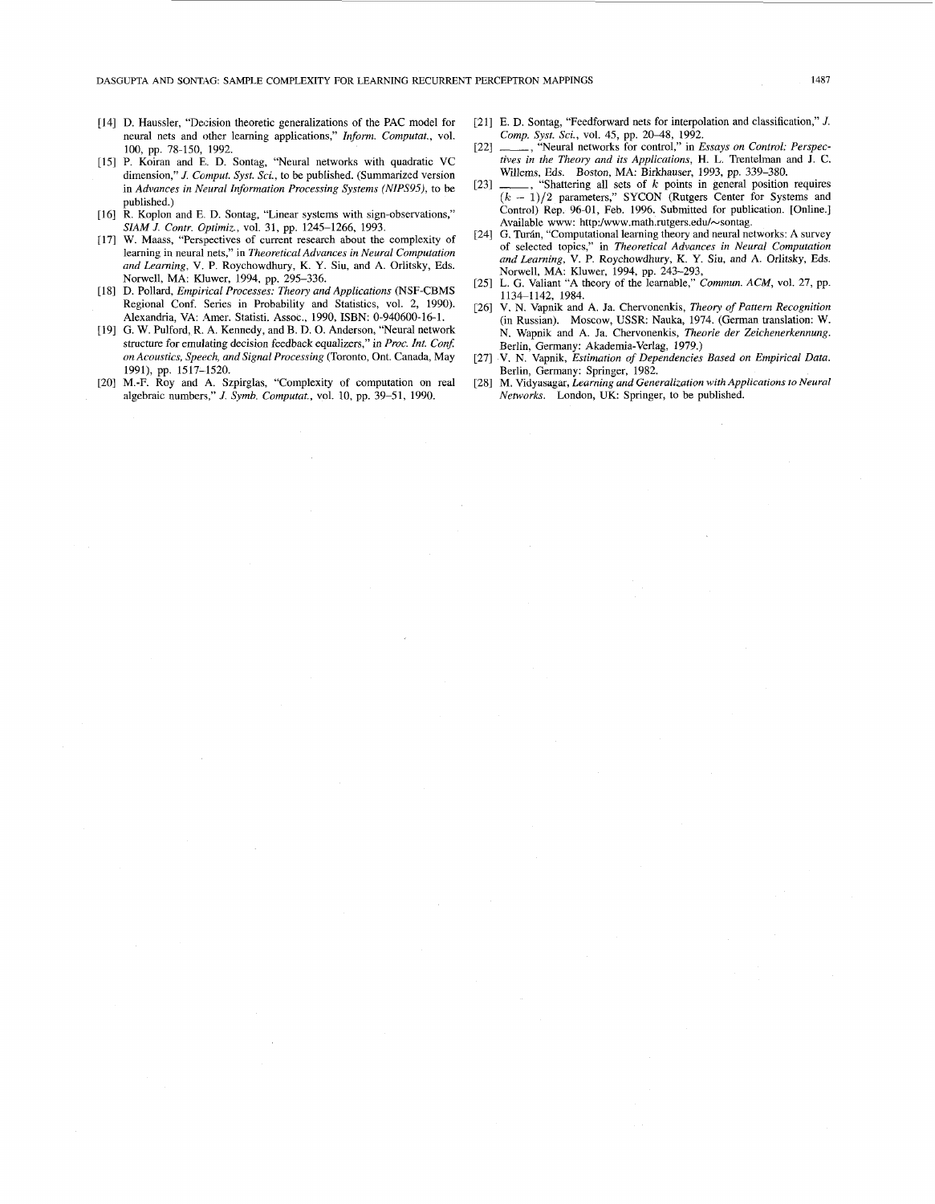[14] D. Haussler, "Decision theoretic generalizations of the PAC model for neural nets and other learning applications," *Inform. Computat.*, vol. 100, pp. 78-150, 1992.

[15] P. Koiran and E. D. Sontag, "Neural networks with quadratic VC dimension," *J. Comput. Syst. Sci.*, to be published. (Summarized version in *Advances in Neural Information Processing Systems (NIPS95)*, to be published.)

[16] R. Koplon and E. D. Sontag, "Linear systems with sign-observations," *SIAM J. Contr. Optimiz.*, vol. 31, pp. 1245–1266, 1993.

[17] W. Maass, "Perspectives of current research about the complexity of learning in neural nets," in *Theoretical Advances in Neural Computation and Learning*, V. P. Roychowdhury, K. Y. Siu, and A. Orlitsky, Eds. Norwell, MA: Kluwer, 1994, pp. 295–336.

[18] D. Pollard, *Empirical Processes: Theory and Applications* (NSF-CBMS Regional Conf. Series in Probability and Statistics, vol. 2, 1990). Alexandria, VA: Amer. Statisti. Assoc., 1990, ISBN: 0-940600-16-1.

[19] G. W. Pulford, R. A. Kennedy, and B. D. O. Anderson, "Neural network structure for emulating decision feedback equalizers," in *Proc. Int. Conf. on Acoustics, Speech, and Signal Processing* (Toronto, Ont. Canada, May 1991), pp. 1517–1520.

[20] M.-F. Roy and A. Szpirglas, "Complexity of computation on real algebraic numbers," *J. Symb. Computat.*, vol. 10, pp. 39–51, 1990.

[21] E. D. Sontag, "Feedforward nets for interpolation and classification," *J. Comp. Syst. Sci.*, vol. 45, pp. 20–48, 1992.

[22] ——, "Neural networks for control," in *Essays on Control: Perspectives in the Theory and its Applications*, H. L. Trentelman and J. C. Willems, Eds. Boston, MA: Birkhauser, 1993, pp. 339–380.

[23] ——, "Shattering all sets of $k$ points in general position requires $(k-1)/2$ parameters," SYCON (Rutgers Center for Systems and Control) Rep. 96-01, Feb. 1996. Submitted for publication. [Online.] Available www: http:/www.math.rutgers.edu/~sontag.

[24] G. Turán, "Computational learning theory and neural networks: A survey of selected topics," in *Theoretical Advances in Neural Computation and Learning*, V. P. Roychowdhury, K. Y. Siu, and A. Orlitsky, Eds. Norwell, MA: Kluwer, 1994, pp. 243–293,

[25] L. G. Valiant "A theory of the learnable," *Commun. ACM*, vol. 27, pp. 1134–1142, 1984.

[26] V. N. Vapnik and A. Ja. Chervonenkis, *Theory of Pattern Recognition* (in Russian). Moscow, USSR: Nauka, 1974. (German translation: W. N. Wapnik and A. Ja. Chervonenkis, *Theorie der Zeichenerkennung*. Berlin, Germany: Akademia-Verlag, 1979.)

[27] V. N. Vapnik, *Estimation of Dependencies Based on Empirical Data*. Berlin, Germany: Springer, 1982.

[28] M. Vidyasagar, *Learning and Generalization with Applications to Neural Networks*. London, UK: Springer, to be published.